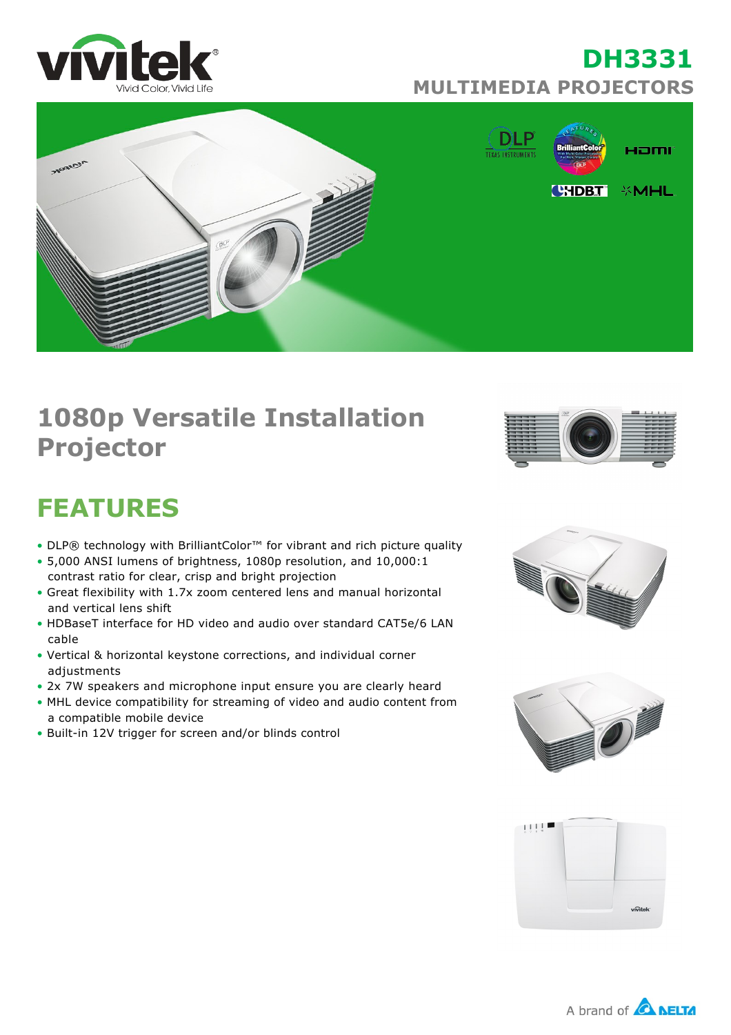# DH3331

## MULTIMEDIA PROJECTORS

# 1080p Versatile Installation Projector

## FEATURES

- DLP® technology with BrilliantColor™ for vibrant and rich picture quality
- 5,000 ANSI lumens of brightness, 1080p resolution, and 10,000:1 contrast ratio for clear, crisp and bright projection
- Great flexibility with 1.7x zoom centered lens and manual horizontal and vertical lens shift
- HDBaseT interface for HD video and audio over standard CAT5e/6 LAN cable
- Vertical & horizontal keystone corrections, and individual corner adjustments
- 2x 7W speakers and microphone input ensure you are clearly heard
- MHL device compatibility for streaming of video and audio content from a compatible mobile device
- Built-in 12V trigger for screen and/or blinds control

A brand of DELTA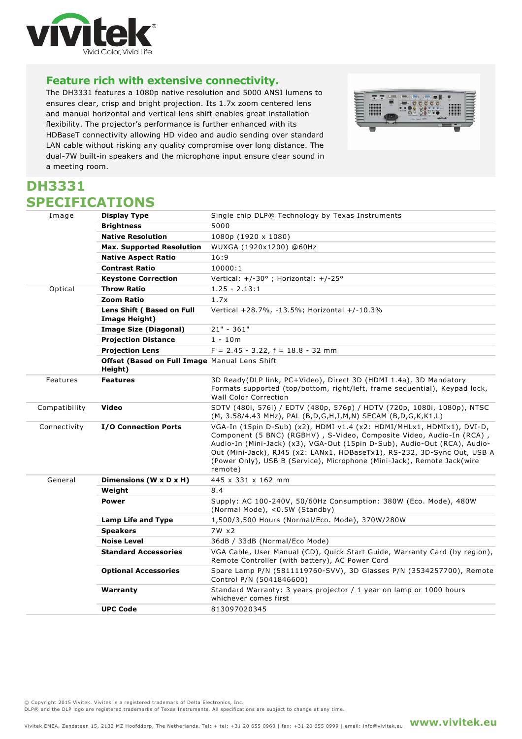## Feature rich with extensive connectivity.

The DH3331 features a 1080p native resolution and 5000 ANSI lumens to ensures clear, crisp and bright projection. Its 1.7x zoom centered lens and manual horizontal and vertical lens shift enables great installation flexibility. The projector's performance is further enhanced with its HDBaseT connectivity allowing HD video and audio sending over standard LAN cable without risking any quality compromise over long distance. The dual-7W built-in speakers and the microphone input ensure clear sound in a meeting room.

# DH3331 SPECIFICATIONS

| | | |
|---|---|---|
| Image | **Display Type** | Single chip DLP® Technology by Texas Instruments |
| | **Brightness** | 5000 |
| | **Native Resolution** | 1080p (1920 x 1080) |
| | **Max. Supported Resolution** | WUXGA (1920x1200) @60Hz |
| | **Native Aspect Ratio** | 16:9 |
| | **Contrast Ratio** | 10000:1 |
| | **Keystone Correction** | Vertical: +/-30° ; Horizontal: +/-25° |
| Optical | **Throw Ratio** | 1.25 - 2.13:1 |
| | **Zoom Ratio** | 1.7x |
| | **Lens Shift ( Based on Full Image Height)** | Vertical +28.7%, -13.5%; Horizontal +/-10.3% |
| | **Image Size (Diagonal)** | 21" - 361" |
| | **Projection Distance** | 1 - 10m |
| | **Projection Lens** | F = 2.45 - 3.22, f = 18.8 - 32 mm |
| | **Offset (Based on Full Image Height)** | Manual Lens Shift |
| Features | **Features** | 3D Ready(DLP link, PC+Video), Direct 3D (HDMI 1.4a), 3D Mandatory Formats supported (top/bottom, right/left, frame sequential), Keypad lock, Wall Color Correction |
| Compatibility | **Video** | SDTV (480i, 576i) / EDTV (480p, 576p) / HDTV (720p, 1080i, 1080p), NTSC (M, 3.58/4.43 MHz), PAL (B,D,G,H,I,M,N) SECAM (B,D,G,K,K1,L) |
| Connectivity | **I/O Connection Ports** | VGA-In (15pin D-Sub) (x2), HDMI v1.4 (x2: HDMI/MHLx1, HDMIx1), DVI-D, Component (5 BNC) (RGBHV) , S-Video, Composite Video, Audio-In (RCA) , Audio-In (Mini-Jack) (x3), VGA-Out (15pin D-Sub), Audio-Out (RCA), Audio-Out (Mini-Jack), RJ45 (x2: LANx1, HDBaseTx1), RS-232, 3D-Sync Out, USB A (Power Only), USB B (Service), Microphone (Mini-Jack), Remote Jack(wire remote) |
| General | **Dimensions (W x D x H)** | 445 x 331 x 162 mm |
| | **Weight** | 8.4 |
| | **Power** | Supply: AC 100-240V, 50/60Hz Consumption: 380W (Eco. Mode), 480W (Normal Mode), <0.5W (Standby) |
| | **Lamp Life and Type** | 1,500/3,500 Hours (Normal/Eco. Mode), 370W/280W |
| | **Speakers** | 7W x2 |
| | **Noise Level** | 36dB / 33dB (Normal/Eco Mode) |
| | **Standard Accessories** | VGA Cable, User Manual (CD), Quick Start Guide, Warranty Card (by region), Remote Controller (with battery), AC Power Cord |
| | **Optional Accessories** | Spare Lamp P/N (5811119760-SVV), 3D Glasses P/N (3534257700), Remote Control P/N (5041846600) |
| | **Warranty** | Standard Warranty: 3 years projector / 1 year on lamp or 1000 hours whichever comes first |
| | **UPC Code** | 813097020345 |

© Copyright 2015 Vivitek. Vivitek is a registered trademark of Delta Electronics, Inc.
DLP® and the DLP logo are registered trademarks of Texas Instruments. All specifications are subject to change at any time.

Vivitek EMEA, Zandsteen 15, 2132 MZ Hoofddorp, The Netherlands. Tel: + tel: +31 20 655 0960 | fax: +31 20 655 0999 | email: info@vivitek.eu **www.vivitek.eu**